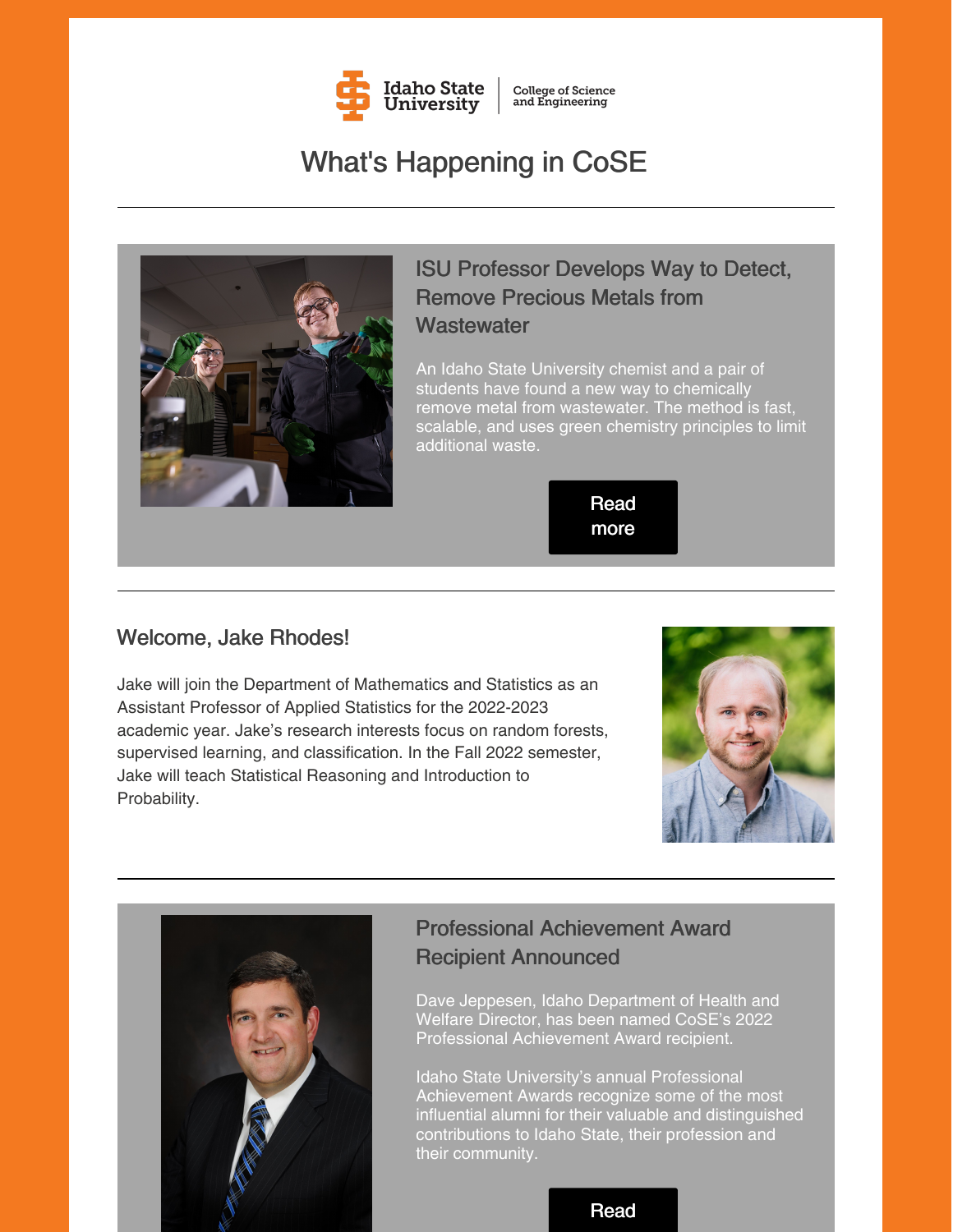Idaho State University | College of Science and Engineering

# What's Happening in CoSE

---

## ISU Professor Develops Way to Detect, Remove Precious Metals from Wastewater

An Idaho State University chemist and a pair of students have found a new way to chemically remove metal from wastewater. The method is fast, scalable, and uses green chemistry principles to limit additional waste.

Read more

---

## Welcome, Jake Rhodes!

Jake will join the Department of Mathematics and Statistics as an Assistant Professor of Applied Statistics for the 2022-2023 academic year. Jake's research interests focus on random forests, supervised learning, and classification. In the Fall 2022 semester, Jake will teach Statistical Reasoning and Introduction to Probability.

---

## Professional Achievement Award Recipient Announced

Dave Jeppesen, Idaho Department of Health and Welfare Director, has been named CoSE's 2022 Professional Achievement Award recipient.

Idaho State University's annual Professional Achievement Awards recognize some of the most influential alumni for their valuable and distinguished contributions to Idaho State, their profession and their community.

Read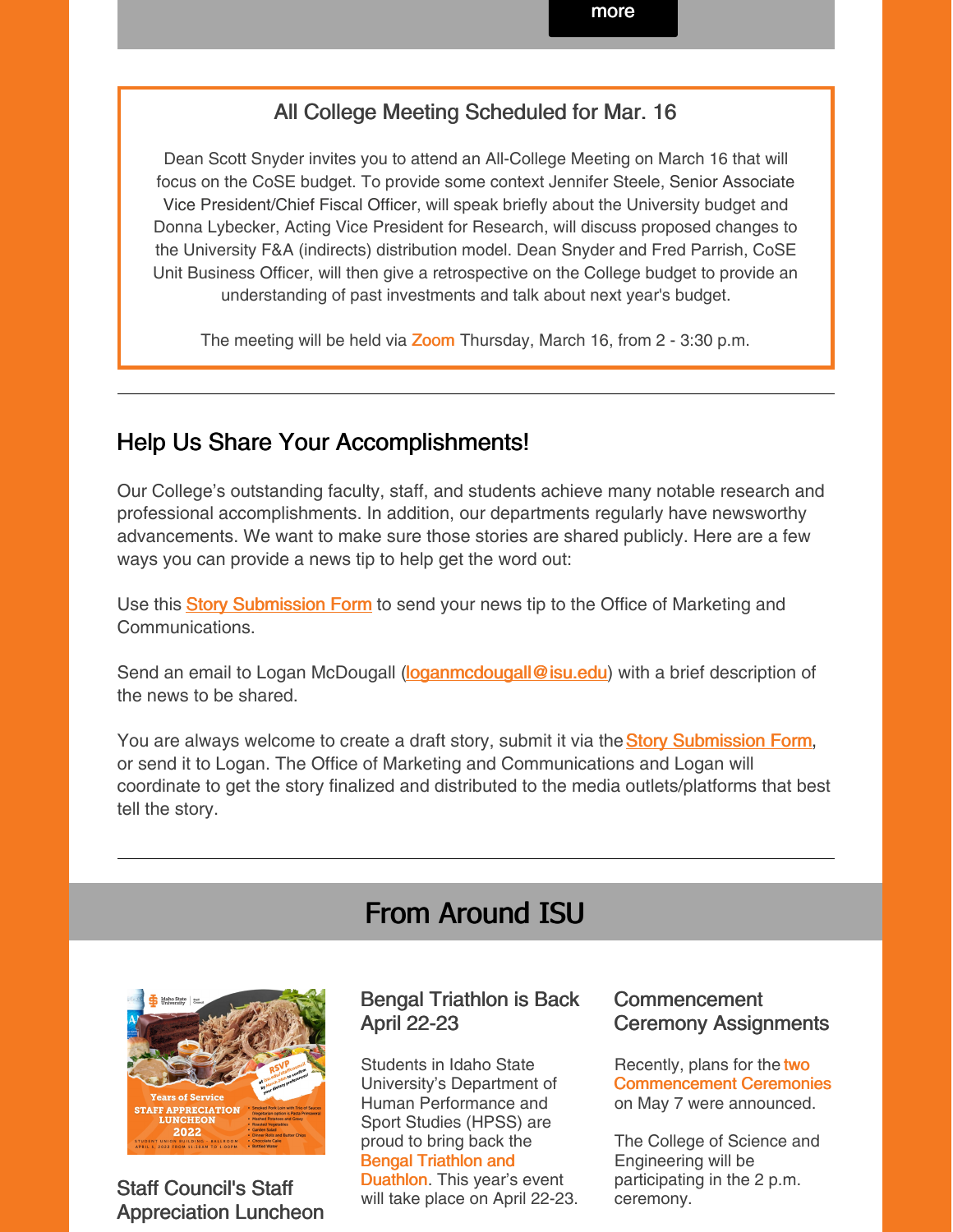more

### All College Meeting Scheduled for Mar. 16

Dean Scott Snyder invites you to attend an All-College Meeting on March 16 that will focus on the CoSE budget. To provide some context Jennifer Steele, Senior Associate Vice President/Chief Fiscal Officer, will speak briefly about the University budget and Donna Lybecker, Acting Vice President for Research, will discuss proposed changes to the University F&A (indirects) distribution model. Dean Snyder and Fred Parrish, CoSE Unit Business Officer, will then give a retrospective on the College budget to provide an understanding of past investments and talk about next year's budget.

The meeting will be held via Zoom Thursday, March 16, from 2 - 3:30 p.m.

---

## Help Us Share Your Accomplishments!

Our College's outstanding faculty, staff, and students achieve many notable research and professional accomplishments. In addition, our departments regularly have newsworthy advancements. We want to make sure those stories are shared publicly. Here are a few ways you can provide a news tip to help get the word out:

Use this Story Submission Form to send your news tip to the Office of Marketing and Communications.

Send an email to Logan McDougall (loganmcdougall@isu.edu) with a brief description of the news to be shared.

You are always welcome to create a draft story, submit it via the Story Submission Form, or send it to Logan. The Office of Marketing and Communications and Logan will coordinate to get the story finalized and distributed to the media outlets/platforms that best tell the story.

---

# From Around ISU

### Staff Council's Staff Appreciation Luncheon

### Bengal Triathlon is Back April 22-23

Students in Idaho State University's Department of Human Performance and Sport Studies (HPSS) are proud to bring back the Bengal Triathlon and Duathlon. This year's event will take place on April 22-23.

### Commencement Ceremony Assignments

Recently, plans for the two Commencement Ceremonies on May 7 were announced.

The College of Science and Engineering will be participating in the 2 p.m. ceremony.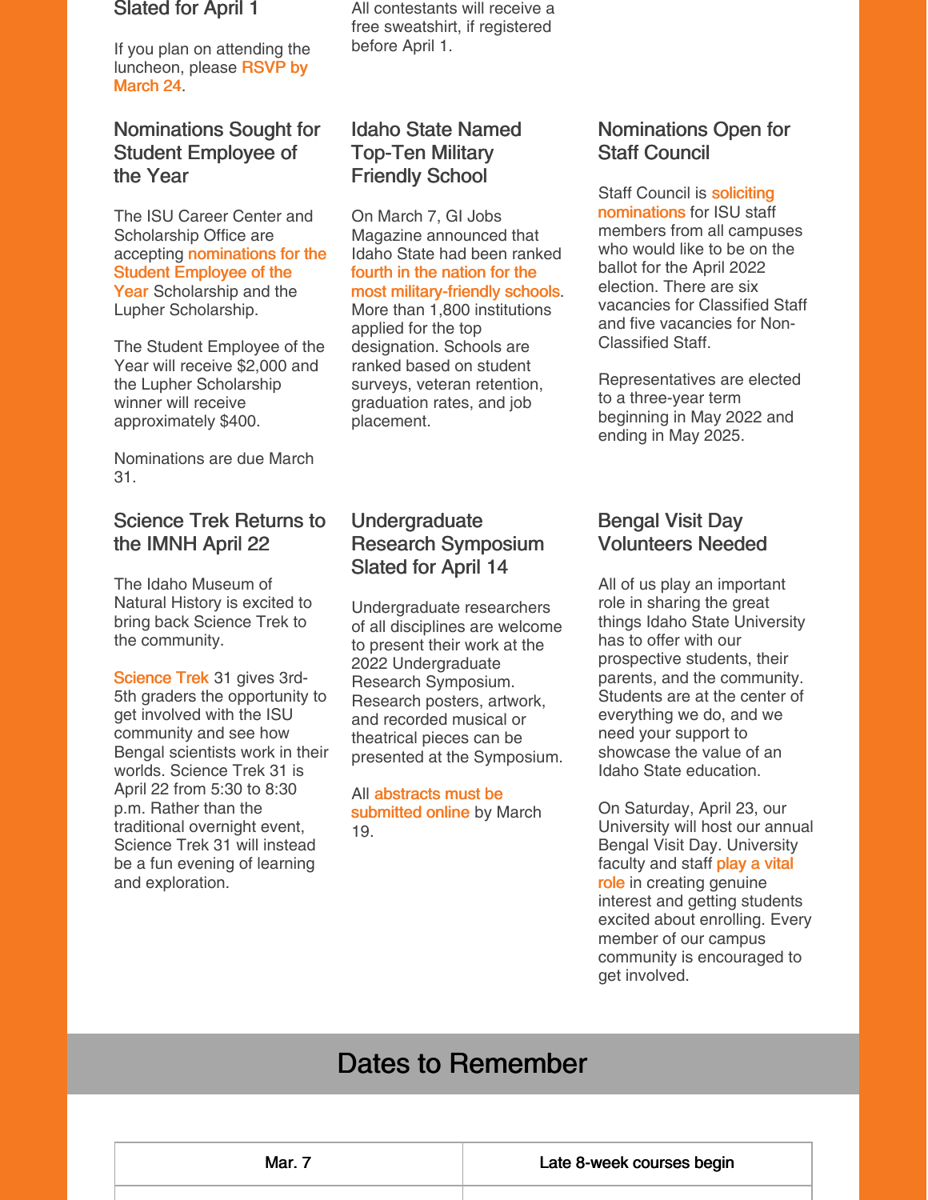Slated for April 1

If you plan on attending the luncheon, please RSVP by March 24.

All contestants will receive a free sweatshirt, if registered before April 1.

### Nominations Sought for Student Employee of the Year

The ISU Career Center and Scholarship Office are accepting nominations for the Student Employee of the Year Scholarship and the Lupher Scholarship.

The Student Employee of the Year will receive $2,000 and the Lupher Scholarship winner will receive approximately $400.

Nominations are due March 31.

### Idaho State Named Top-Ten Military Friendly School

On March 7, GI Jobs Magazine announced that Idaho State had been ranked fourth in the nation for the most military-friendly schools. More than 1,800 institutions applied for the top designation. Schools are ranked based on student surveys, veteran retention, graduation rates, and job placement.

### Nominations Open for Staff Council

Staff Council is soliciting nominations for ISU staff members from all campuses who would like to be on the ballot for the April 2022 election. There are six vacancies for Classified Staff and five vacancies for Non-Classified Staff.

Representatives are elected to a three-year term beginning in May 2022 and ending in May 2025.

### Science Trek Returns to the IMNH April 22

The Idaho Museum of Natural History is excited to bring back Science Trek to the community.

Science Trek 31 gives 3rd-5th graders the opportunity to get involved with the ISU community and see how Bengal scientists work in their worlds. Science Trek 31 is April 22 from 5:30 to 8:30 p.m. Rather than the traditional overnight event, Science Trek 31 will instead be a fun evening of learning and exploration.

### Undergraduate Research Symposium Slated for April 14

Undergraduate researchers of all disciplines are welcome to present their work at the 2022 Undergraduate Research Symposium. Research posters, artwork, and recorded musical or theatrical pieces can be presented at the Symposium.

All abstracts must be submitted online by March 19.

### Bengal Visit Day Volunteers Needed

All of us play an important role in sharing the great things Idaho State University has to offer with our prospective students, their parents, and the community. Students are at the center of everything we do, and we need your support to showcase the value of an Idaho State education.

On Saturday, April 23, our University will host our annual Bengal Visit Day. University faculty and staff play a vital role in creating genuine interest and getting students excited about enrolling. Every member of our campus community is encouraged to get involved.

## Dates to Remember

| Mar. 7 | Late 8-week courses begin |
| --- | --- |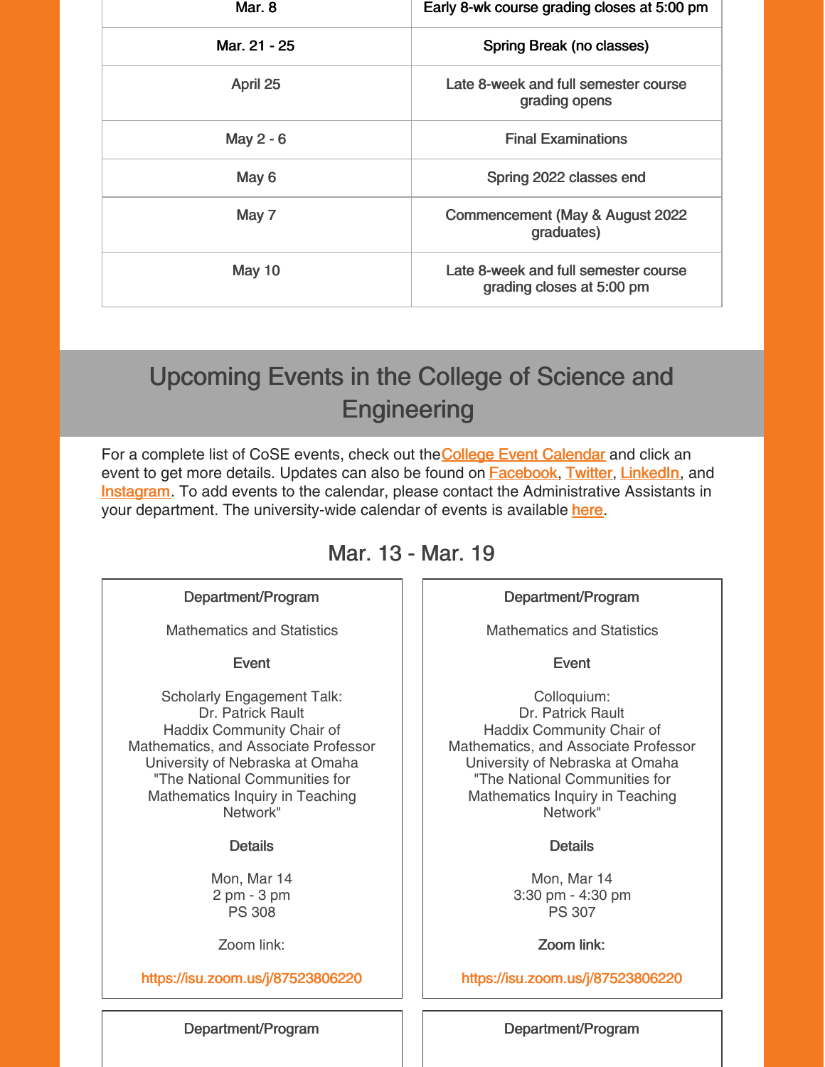| Mar. 8 | Early 8-wk course grading closes at 5:00 pm |
|---|---|
| Mar. 21 - 25 | Spring Break (no classes) |
| April 25 | Late 8-week and full semester course grading opens |
| May 2 - 6 | Final Examinations |
| May 6 | Spring 2022 classes end |
| May 7 | Commencement (May & August 2022 graduates) |
| May 10 | Late 8-week and full semester course grading closes at 5:00 pm |

## Upcoming Events in the College of Science and Engineering

For a complete list of CoSE events, check out the College Event Calendar and click an event to get more details. Updates can also be found on Facebook, Twitter, LinkedIn, and Instagram. To add events to the calendar, please contact the Administrative Assistants in your department. The university-wide calendar of events is available here.

### Mar. 13 - Mar. 19

**Department/Program**

Mathematics and Statistics

**Event**

Scholarly Engagement Talk:
Dr. Patrick Rault
Haddix Community Chair of Mathematics, and Associate Professor
University of Nebraska at Omaha
"The National Communities for Mathematics Inquiry in Teaching Network"

**Details**

Mon, Mar 14
2 pm - 3 pm
PS 308

Zoom link:

https://isu.zoom.us/j/87523806220

**Department/Program**

Mathematics and Statistics

**Event**

Colloquium:
Dr. Patrick Rault
Haddix Community Chair of Mathematics, and Associate Professor
University of Nebraska at Omaha
"The National Communities for Mathematics Inquiry in Teaching Network"

**Details**

Mon, Mar 14
3:30 pm - 4:30 pm
PS 307

**Zoom link:**

https://isu.zoom.us/j/87523806220

**Department/Program**

**Department/Program**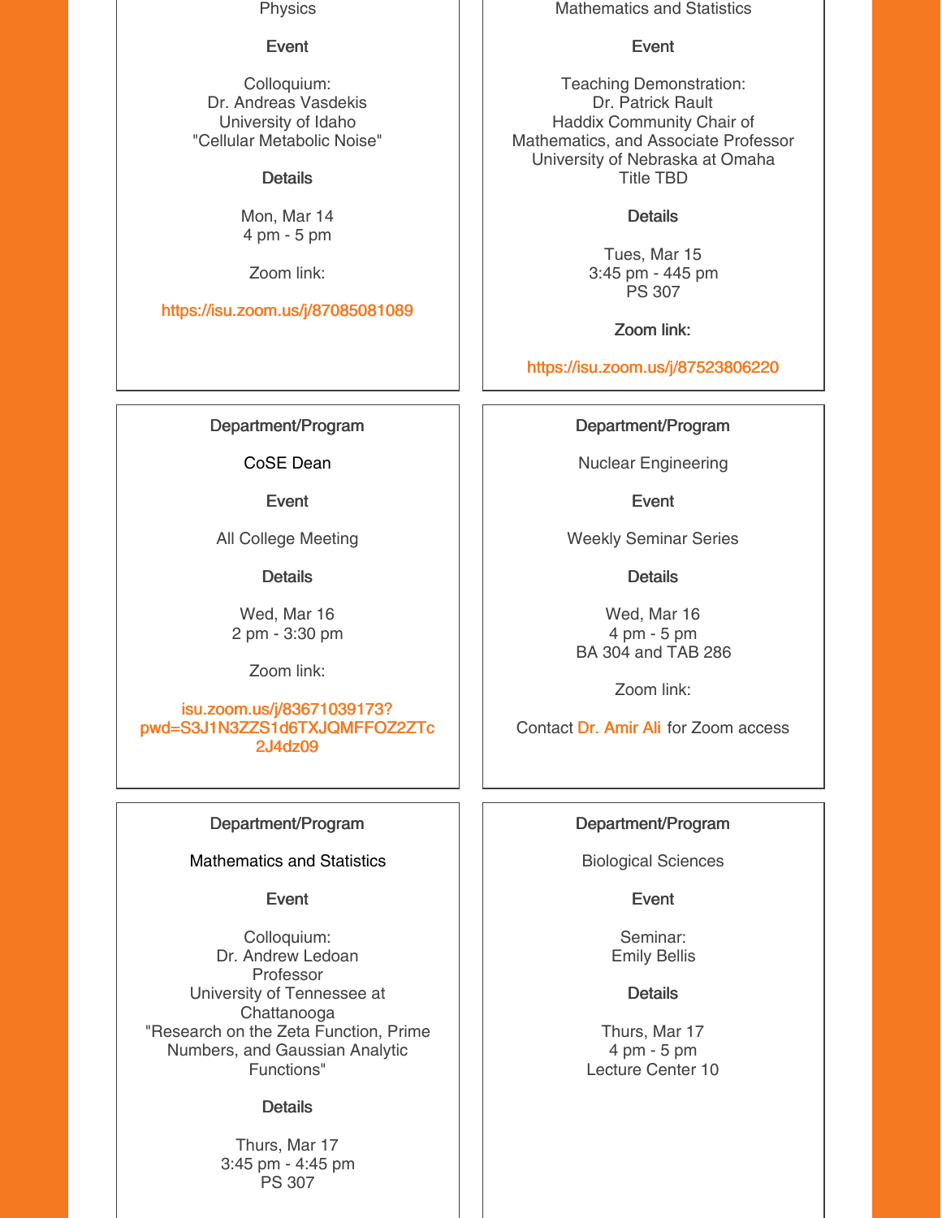Physics

**Event**

Colloquium:
Dr. Andreas Vasdekis
University of Idaho
"Cellular Metabolic Noise"

**Details**

Mon, Mar 14
4 pm - 5 pm

Zoom link:

https://isu.zoom.us/j/87085081089

---

Mathematics and Statistics

**Event**

Teaching Demonstration:
Dr. Patrick Rault
Haddix Community Chair of Mathematics, and Associate Professor
University of Nebraska at Omaha
Title TBD

**Details**

Tues, Mar 15
3:45 pm - 445 pm
PS 307

**Zoom link:**

https://isu.zoom.us/j/87523806220

---

**Department/Program**

CoSE Dean

**Event**

All College Meeting

**Details**

Wed, Mar 16
2 pm - 3:30 pm

Zoom link:

isu.zoom.us/j/83671039173?pwd=S3J1N3ZZS1d6TXJQMFFOZ2ZTc2J4dz09

---

**Department/Program**

Nuclear Engineering

**Event**

Weekly Seminar Series

**Details**

Wed, Mar 16
4 pm - 5 pm
BA 304 and TAB 286

Zoom link:

Contact Dr. Amir Ali for Zoom access

---

**Department/Program**

Mathematics and Statistics

**Event**

Colloquium:
Dr. Andrew Ledoan
Professor
University of Tennessee at Chattanooga
"Research on the Zeta Function, Prime Numbers, and Gaussian Analytic Functions"

**Details**

Thurs, Mar 17
3:45 pm - 4:45 pm
PS 307

---

**Department/Program**

Biological Sciences

**Event**

Seminar:
Emily Bellis

**Details**

Thurs, Mar 17
4 pm - 5 pm
Lecture Center 10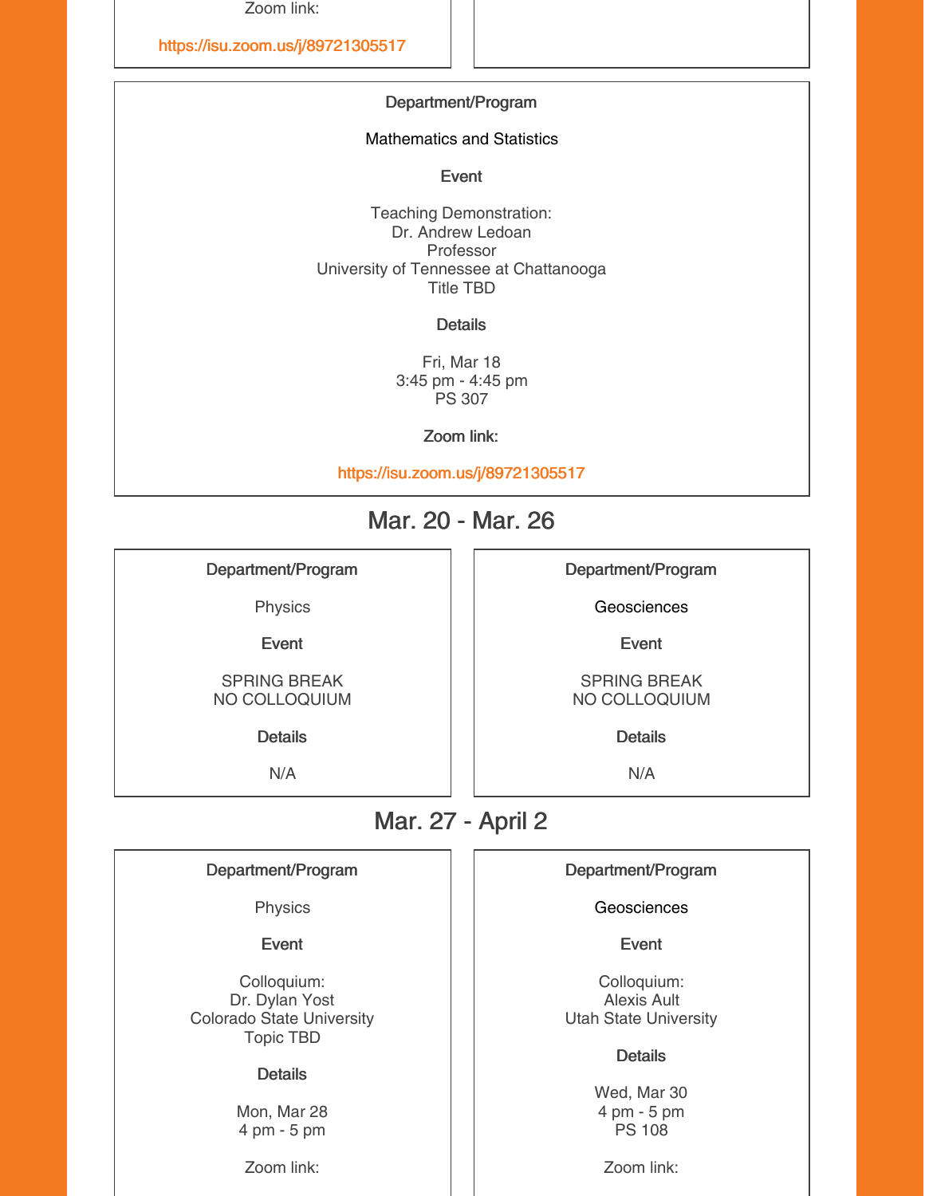Zoom link:

https://isu.zoom.us/j/89721305517

**Department/Program**

Mathematics and Statistics

**Event**

Teaching Demonstration:
Dr. Andrew Ledoan
Professor
University of Tennessee at Chattanooga
Title TBD

**Details**

Fri, Mar 18
3:45 pm - 4:45 pm
PS 307

**Zoom link:**

https://isu.zoom.us/j/89721305517

## Mar. 20 - Mar. 26

**Department/Program**

Physics

**Event**

SPRING BREAK
NO COLLOQUIUM

**Details**

N/A

**Department/Program**

Geosciences

**Event**

SPRING BREAK
NO COLLOQUIUM

**Details**

N/A

## Mar. 27 - April 2

**Department/Program**

Physics

**Event**

Colloquium:
Dr. Dylan Yost
Colorado State University
Topic TBD

**Details**

Mon, Mar 28
4 pm - 5 pm

Zoom link:

**Department/Program**

Geosciences

**Event**

Colloquium:
Alexis Ault
Utah State University

**Details**

Wed, Mar 30
4 pm - 5 pm
PS 108

Zoom link: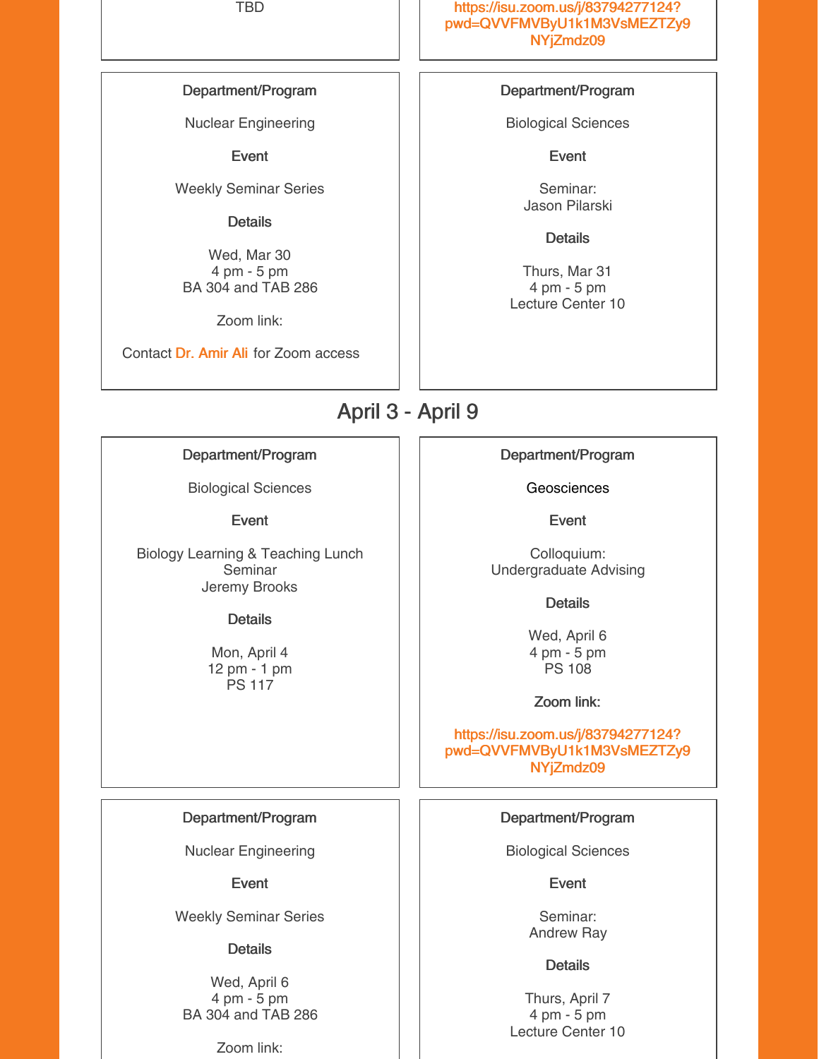TBD

https://isu.zoom.us/j/83794277124?pwd=QVVFMVByU1k1M3VsMEZTZy9NYjZmdz09

**Department/Program**

Nuclear Engineering

**Event**

Weekly Seminar Series

**Details**

Wed, Mar 30
4 pm - 5 pm
BA 304 and TAB 286

Zoom link:

Contact Dr. Amir Ali for Zoom access

**Department/Program**

Biological Sciences

**Event**

Seminar:
Jason Pilarski

**Details**

Thurs, Mar 31
4 pm - 5 pm
Lecture Center 10

## April 3 - April 9

**Department/Program**

Biological Sciences

**Event**

Biology Learning & Teaching Lunch Seminar
Jeremy Brooks

**Details**

Mon, April 4
12 pm - 1 pm
PS 117

**Department/Program**

Geosciences

**Event**

Colloquium:
Undergraduate Advising

**Details**

Wed, April 6
4 pm - 5 pm
PS 108

**Zoom link:**

https://isu.zoom.us/j/83794277124?pwd=QVVFMVByU1k1M3VsMEZTZy9NYjZmdz09

**Department/Program**

Nuclear Engineering

**Event**

Weekly Seminar Series

**Details**

Wed, April 6
4 pm - 5 pm
BA 304 and TAB 286

Zoom link:

**Department/Program**

Biological Sciences

**Event**

Seminar:
Andrew Ray

**Details**

Thurs, April 7
4 pm - 5 pm
Lecture Center 10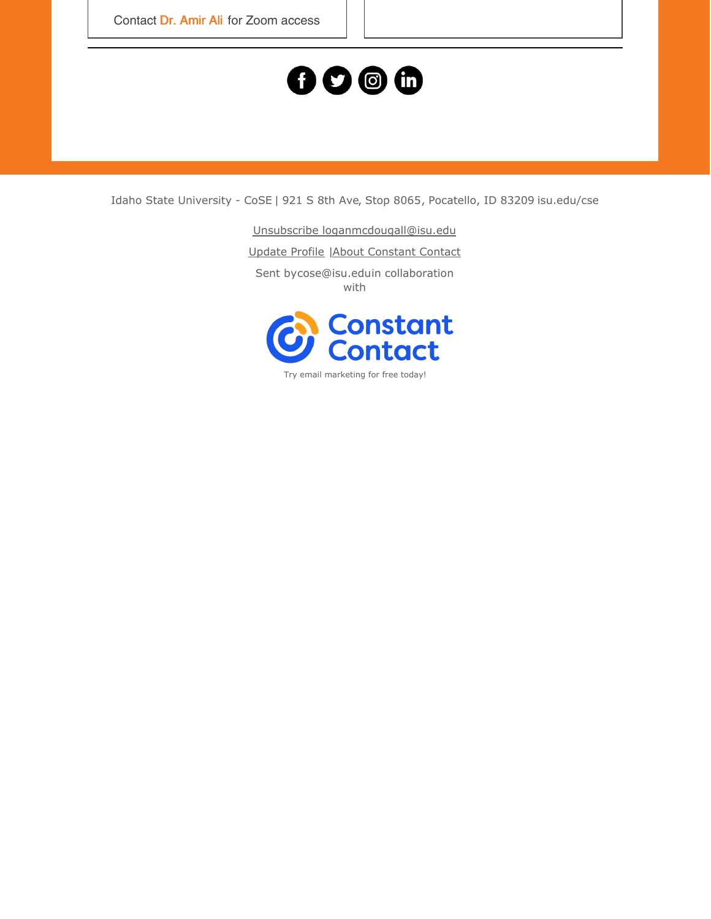Contact Dr. Amir Ali for Zoom access

---

Idaho State University - CoSE | 921 S 8th Ave, Stop 8065, Pocatello, ID 83209 isu.edu/cse

Unsubscribe loganmcdougall@isu.edu

Update Profile |About Constant Contact

Sent bycose@isu.eduin collaboration with

Constant Contact

Try email marketing for free today!